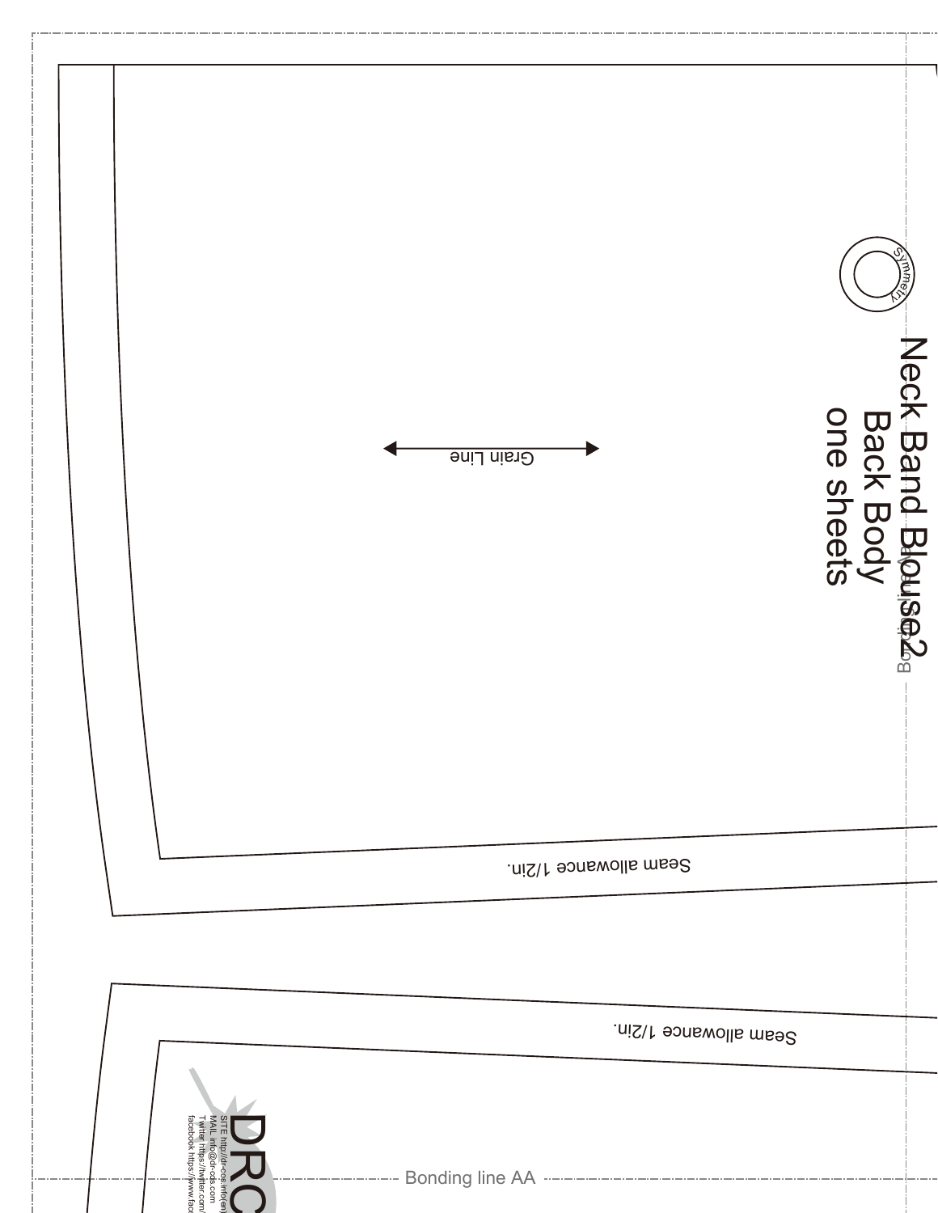# Neck Band Blouse2

## Back Body

one sheets

Symmetry

Bonding line

Grain Line

Seam allowance 1/2in.

Seam allowance 1/2in.

DRC

SITE http://dr-cos.info(en)
MAIL info@dr-cos.com
Twitter https://twitter.com/
facebook https://www.face

Bonding line AA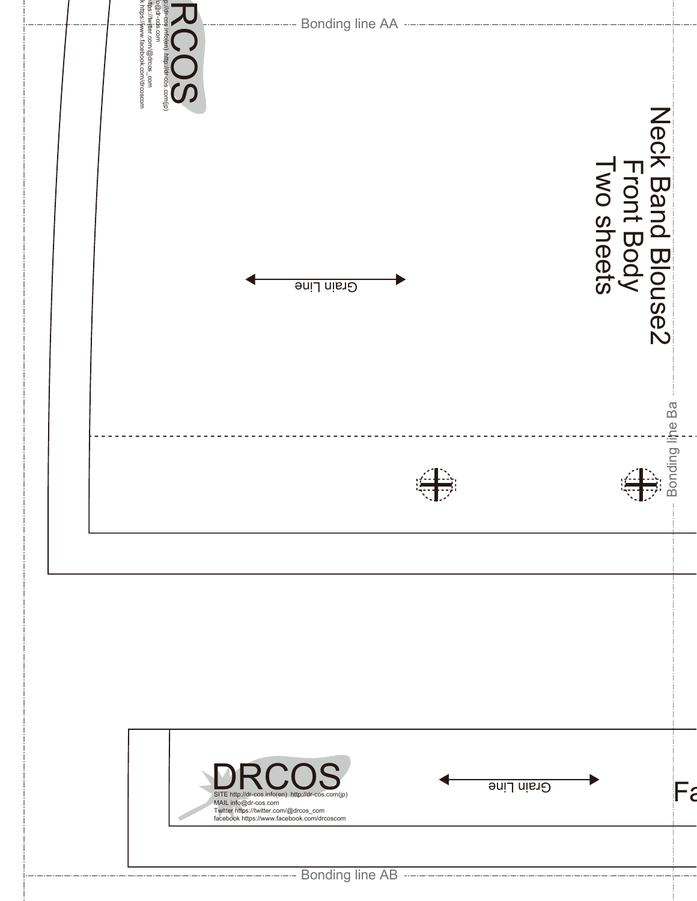Bonding line AA

RCOS

p://dr-cos.info(en) http://dr-cos.com(jp)
o@dr-cos.com
https://twitter.com/@drcos_com
k https://www.facebook.com/drcoscom

Neck Band Blouse2
Front Body
Two sheets

Grain Line

Bonding line Ba

DRCOS

SITE http://dr-cos.info(en) http://dr-cos.com(jp)
MAIL info@dr-cos.com
Twitter https://twitter.com/@drcos_com
facebook https://www.facebook.com/drcoscom

Grain Line

Fa

Bonding line AB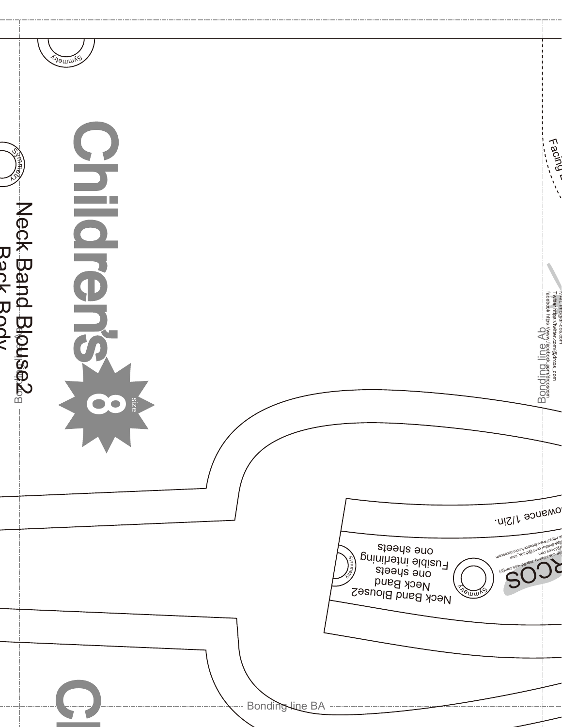Symmetry

Symmetry

# Children's

size 8

Neck Band Blouse2

Back Body

Bonding line

Facing

MAIL info@dr-cos.com
Twitter https://twitter.com/@drcos_com
facebook https://www.facebook.com/drcoscom

Bonding line Ab

owance 1/2in.

Neck Band Blouse2
Neck Band
one sheets
Fusible interlining
one sheets

Symmetry

Symmetry

RCOS

Bonding line BA

Cl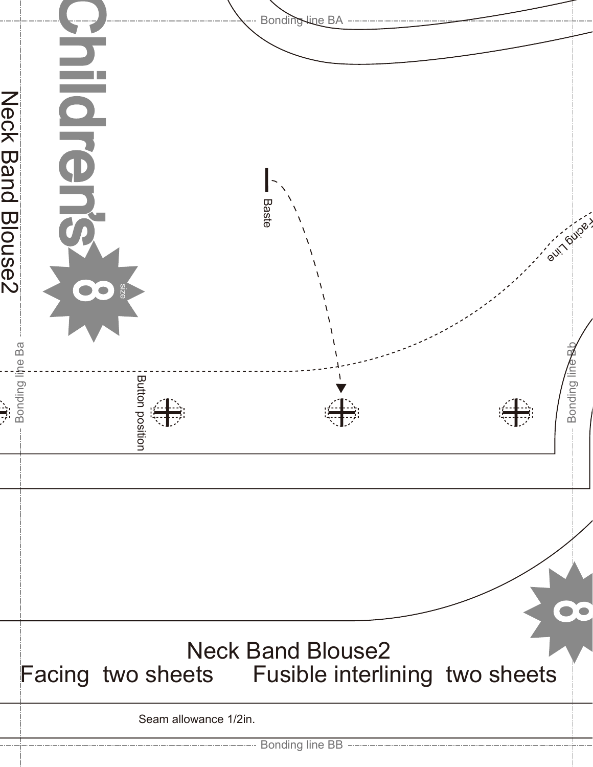Bonding line BA

Children's

Neck Band Blouse2

size 8

Baste

Facing Line

Bonding line Ba

Button position

Bonding line Bb

8

Neck Band Blouse2

Facing two sheets Fusible interlining two sheets

Seam allowance 1/2in.

Bonding line BB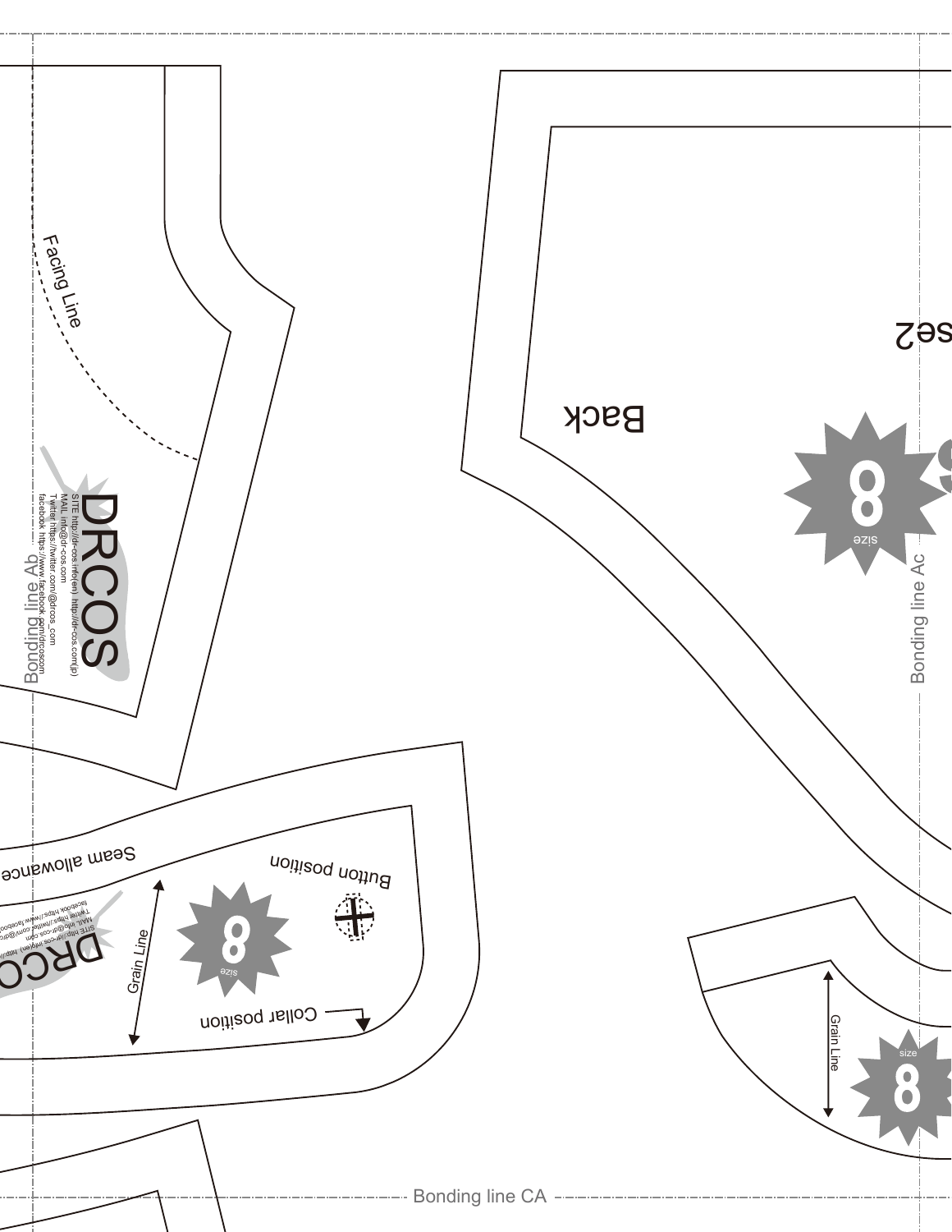Facing Line

DRCOS

SITE http://dr-cos.info(en) http://dr-cos.com(jp)
MAIL info@dr-cos.com
Twitter https://twitter.com/@drcos_com
facebook https://www.facebook.com/drcoscom

Bonding line Ab

se2

Back

size 8

Bonding line Ac

Seam allowance

Button position

Grain Line

size 8

Collar position

DRCO

SITE http://dr-cos.info(en) http://
MAIL info@dr-cos.com
Twitter https://twitter.com/@dr
facebook https://www.faceboo

Grain Line

size 8

Bonding line CA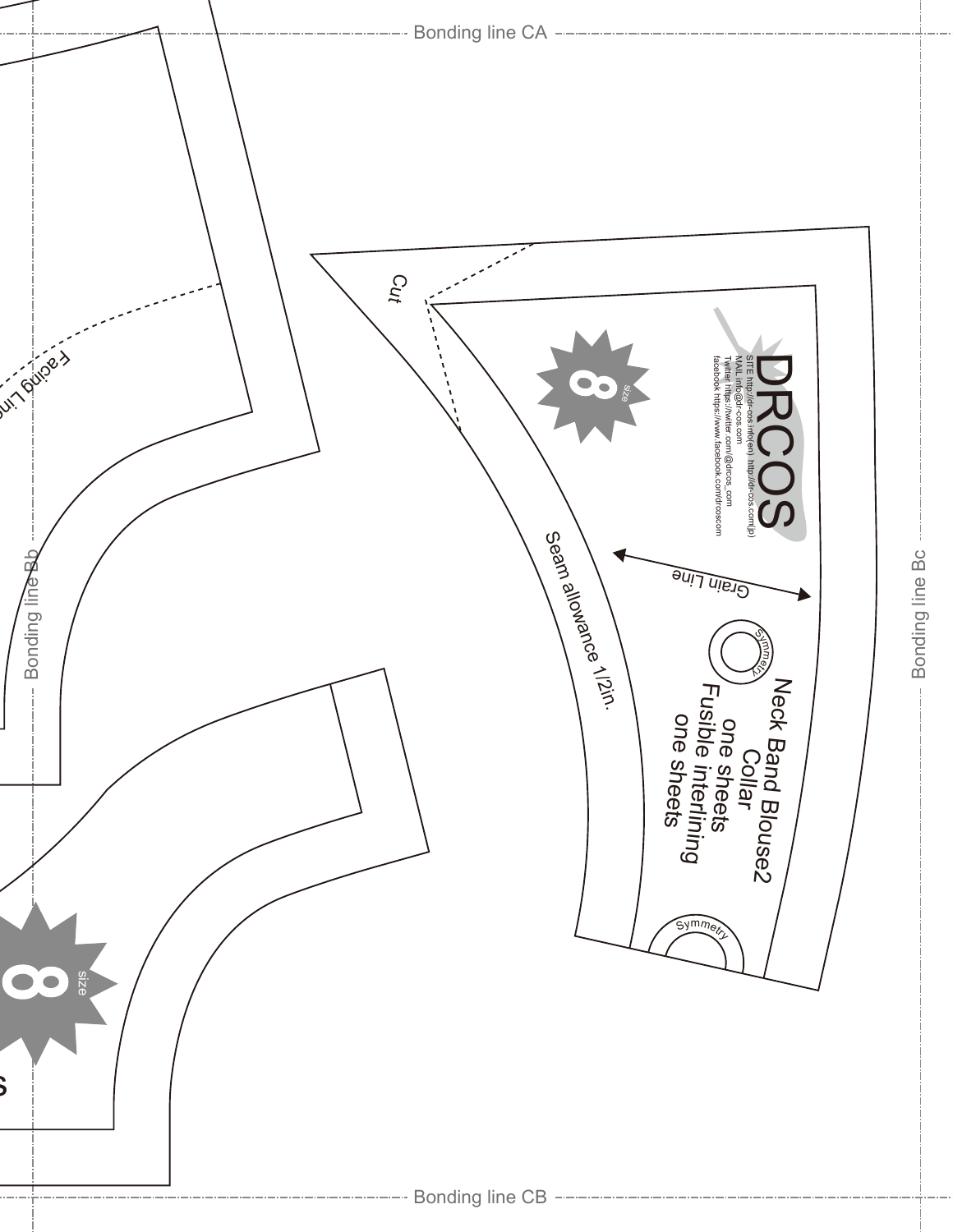Bonding line CA

Cut

DRCOS

SITE http://dr-cos.info(en) http://dr-cos.com(jp)
MAIL info@dr-cos.com
Twitter https://twitter.com/@drcos_com
facebook https://www.facebook.com/drcoscom

size 8

Grain Line

Symmetry

Neck Band Blouse2
Collar
one sheets
Fusible interlining
one sheets

Seam allowance 1/2in.

Symmetry

Facing Line

Bonding line Bb

Bonding line Bc

size 8

Bonding line CB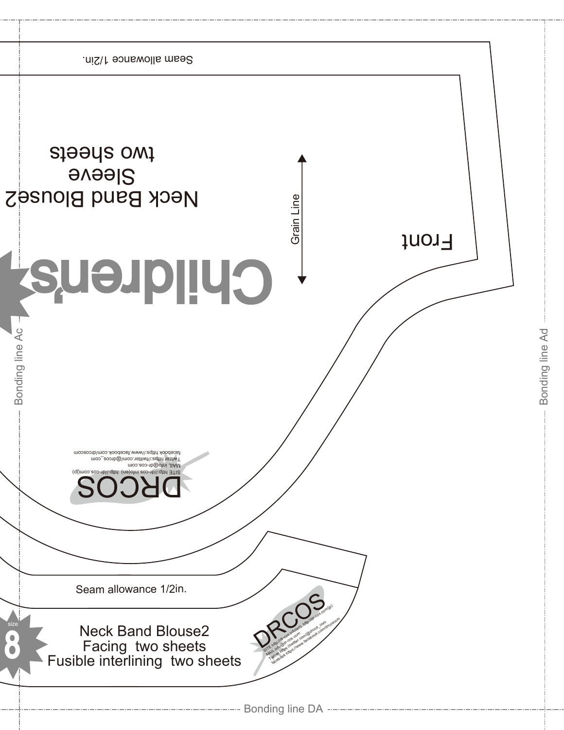Seam allowance 1/2in.

Neck Band Blouse2
Sleeve
two sheets

Grain Line

Front

Children's

Bonding line Ac

Bonding line Ad

DRCOS
SITE http://dr-cos.info(en) http://dr-cos.com(jp)
MAIL info@dr-cos.com
Twitter https://twitter.com/@drcos_com
facebook https://www.facebook.com/drcoscom

Seam allowance 1/2in.

size
8

Neck Band Blouse2
Facing two sheets
Fusible interlining two sheets

DRCOS
SITE http://dr-cos.info(en) http://dr-cos.com(jp)
MAIL info@dr-cos.com
Twitter https://twitter.com/@drcos_com
facebook https://www.facebook.com/drcoscom

Bonding line DA